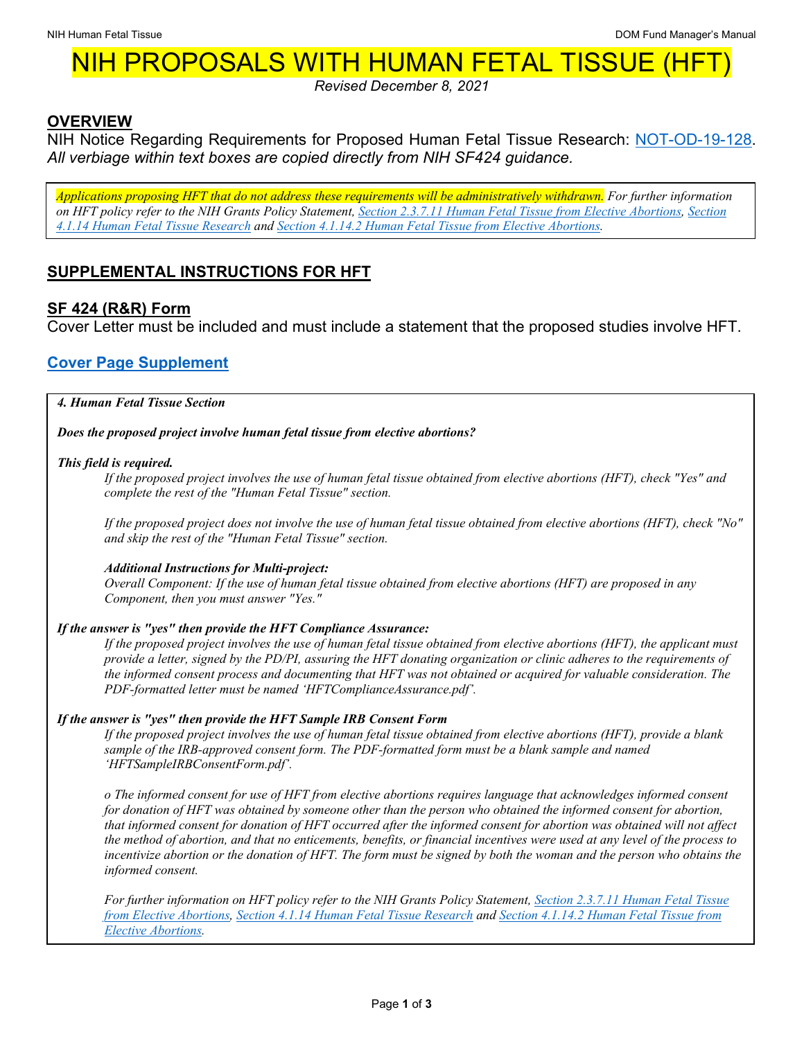# NIH PROPOSALS WITH HUMAN FETAL TISSUE (HFT)

*Revised December 8, 2021*

## OVERVIEW

NIH Notice Regarding Requirements for Proposed Human Fetal Tissue Research: [NOT-OD-19-128](NOT-OD-19-128).
*All verbiage within text boxes are copied directly from NIH SF424 guidance.*

> *Applications proposing HFT that do not address these requirements will be administratively withdrawn. For further information on HFT policy refer to the NIH Grants Policy Statement, Section 2.3.7.11 Human Fetal Tissue from Elective Abortions, Section 4.1.14 Human Fetal Tissue Research and Section 4.1.14.2 Human Fetal Tissue from Elective Abortions.*

## SUPPLEMENTAL INSTRUCTIONS FOR HFT

### SF 424 (R&R) Form

Cover Letter must be included and must include a statement that the proposed studies involve HFT.

### Cover Page Supplement

> ***4. Human Fetal Tissue Section***
>
> ***Does the proposed project involve human fetal tissue from elective abortions?***
>
> ***This field is required.***
>
> *If the proposed project involves the use of human fetal tissue obtained from elective abortions (HFT), check "Yes" and complete the rest of the "Human Fetal Tissue" section.*
>
> *If the proposed project does not involve the use of human fetal tissue obtained from elective abortions (HFT), check "No" and skip the rest of the "Human Fetal Tissue" section.*
>
> ***Additional Instructions for Multi-project:***
> *Overall Component: If the use of human fetal tissue obtained from elective abortions (HFT) are proposed in any Component, then you must answer "Yes."*
>
> ***If the answer is "yes" then provide the HFT Compliance Assurance:***
> *If the proposed project involves the use of human fetal tissue obtained from elective abortions (HFT), the applicant must provide a letter, signed by the PD/PI, assuring the HFT donating organization or clinic adheres to the requirements of the informed consent process and documenting that HFT was not obtained or acquired for valuable consideration. The PDF-formatted letter must be named 'HFTComplianceAssurance.pdf'.*
>
> ***If the answer is "yes" then provide the HFT Sample IRB Consent Form***
> *If the proposed project involves the use of human fetal tissue obtained from elective abortions (HFT), provide a blank sample of the IRB-approved consent form. The PDF-formatted form must be a blank sample and named 'HFTSampleIRBConsentForm.pdf'.*
>
> *o The informed consent for use of HFT from elective abortions requires language that acknowledges informed consent for donation of HFT was obtained by someone other than the person who obtained the informed consent for abortion, that informed consent for donation of HFT occurred after the informed consent for abortion was obtained will not affect the method of abortion, and that no enticements, benefits, or financial incentives were used at any level of the process to incentivize abortion or the donation of HFT. The form must be signed by both the woman and the person who obtains the informed consent.*
>
> *For further information on HFT policy refer to the NIH Grants Policy Statement, Section 2.3.7.11 Human Fetal Tissue from Elective Abortions, Section 4.1.14 Human Fetal Tissue Research and Section 4.1.14.2 Human Fetal Tissue from Elective Abortions.*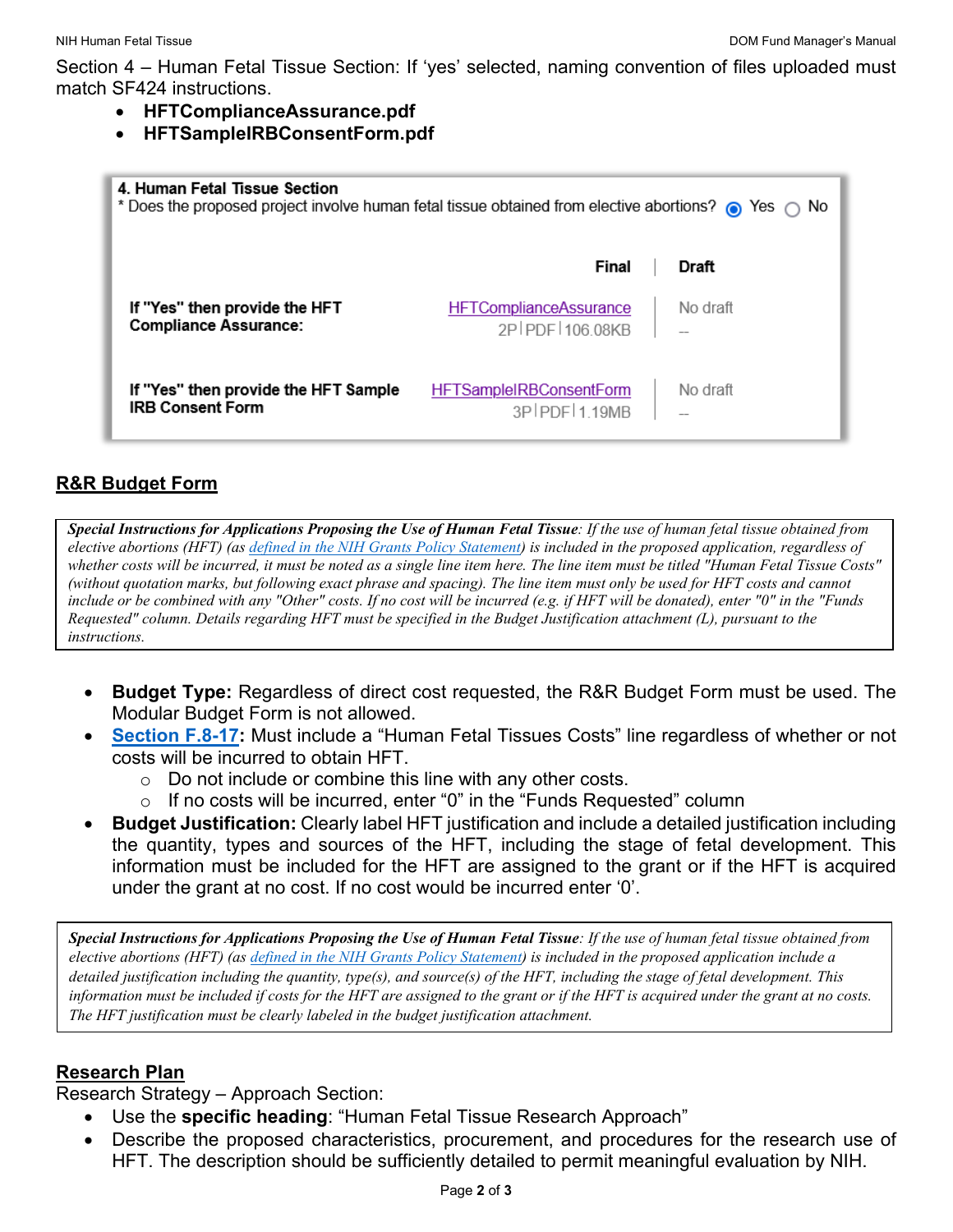Section 4 – Human Fetal Tissue Section: If 'yes' selected, naming convention of files uploaded must match SF424 instructions.

- **HFTComplianceAssurance.pdf**
- **HFTSampleIRBConsentForm.pdf**

**4. Human Fetal Tissue Section**

\* Does the proposed project involve human fetal tissue obtained from elective abortions? (●) Yes ( ) No

| | Final | Draft |
|---|---|---|
| **If "Yes" then provide the HFT Compliance Assurance:** | HFTComplianceAssurance 2P \| PDF \| 106.08KB | No draft -- |
| **If "Yes" then provide the HFT Sample IRB Consent Form** | HFTSampleIRBConsentForm 3P \| PDF \| 1.19MB | No draft -- |

## R&R Budget Form

> ***Special Instructions for Applications Proposing the Use of Human Fetal Tissue**: If the use of human fetal tissue obtained from elective abortions (HFT) (as defined in the NIH Grants Policy Statement) is included in the proposed application, regardless of whether costs will be incurred, it must be noted as a single line item here. The line item must be titled "Human Fetal Tissue Costs" (without quotation marks, but following exact phrase and spacing). The line item must only be used for HFT costs and cannot include or be combined with any "Other" costs. If no cost will be incurred (e.g. if HFT will be donated), enter "0" in the "Funds Requested" column. Details regarding HFT must be specified in the Budget Justification attachment (L), pursuant to the instructions.*

- **Budget Type:** Regardless of direct cost requested, the R&R Budget Form must be used. The Modular Budget Form is not allowed.
- **Section F.8-17:** Must include a "Human Fetal Tissues Costs" line regardless of whether or not costs will be incurred to obtain HFT.
  - Do not include or combine this line with any other costs.
  - If no costs will be incurred, enter "0" in the "Funds Requested" column
- **Budget Justification:** Clearly label HFT justification and include a detailed justification including the quantity, types and sources of the HFT, including the stage of fetal development. This information must be included for the HFT are assigned to the grant or if the HFT is acquired under the grant at no cost. If no cost would be incurred enter '0'.

> ***Special Instructions for Applications Proposing the Use of Human Fetal Tissue**: If the use of human fetal tissue obtained from elective abortions (HFT) (as defined in the NIH Grants Policy Statement) is included in the proposed application include a detailed justification including the quantity, type(s), and source(s) of the HFT, including the stage of fetal development. This information must be included if costs for the HFT are assigned to the grant or if the HFT is acquired under the grant at no costs. The HFT justification must be clearly labeled in the budget justification attachment.*

## Research Plan

Research Strategy – Approach Section:

- Use the **specific heading**: "Human Fetal Tissue Research Approach"
- Describe the proposed characteristics, procurement, and procedures for the research use of HFT. The description should be sufficiently detailed to permit meaningful evaluation by NIH.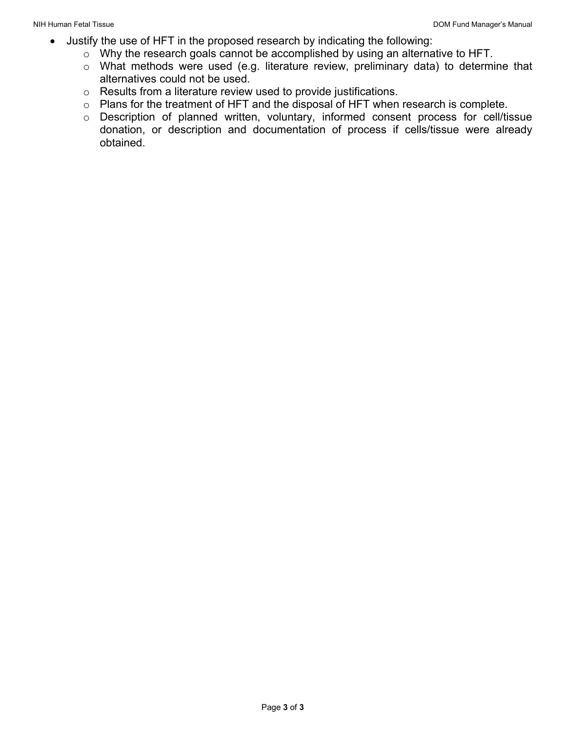- Justify the use of HFT in the proposed research by indicating the following:
    - Why the research goals cannot be accomplished by using an alternative to HFT.
    - What methods were used (e.g. literature review, preliminary data) to determine that alternatives could not be used.
    - Results from a literature review used to provide justifications.
    - Plans for the treatment of HFT and the disposal of HFT when research is complete.
    - Description of planned written, voluntary, informed consent process for cell/tissue donation, or description and documentation of process if cells/tissue were already obtained.